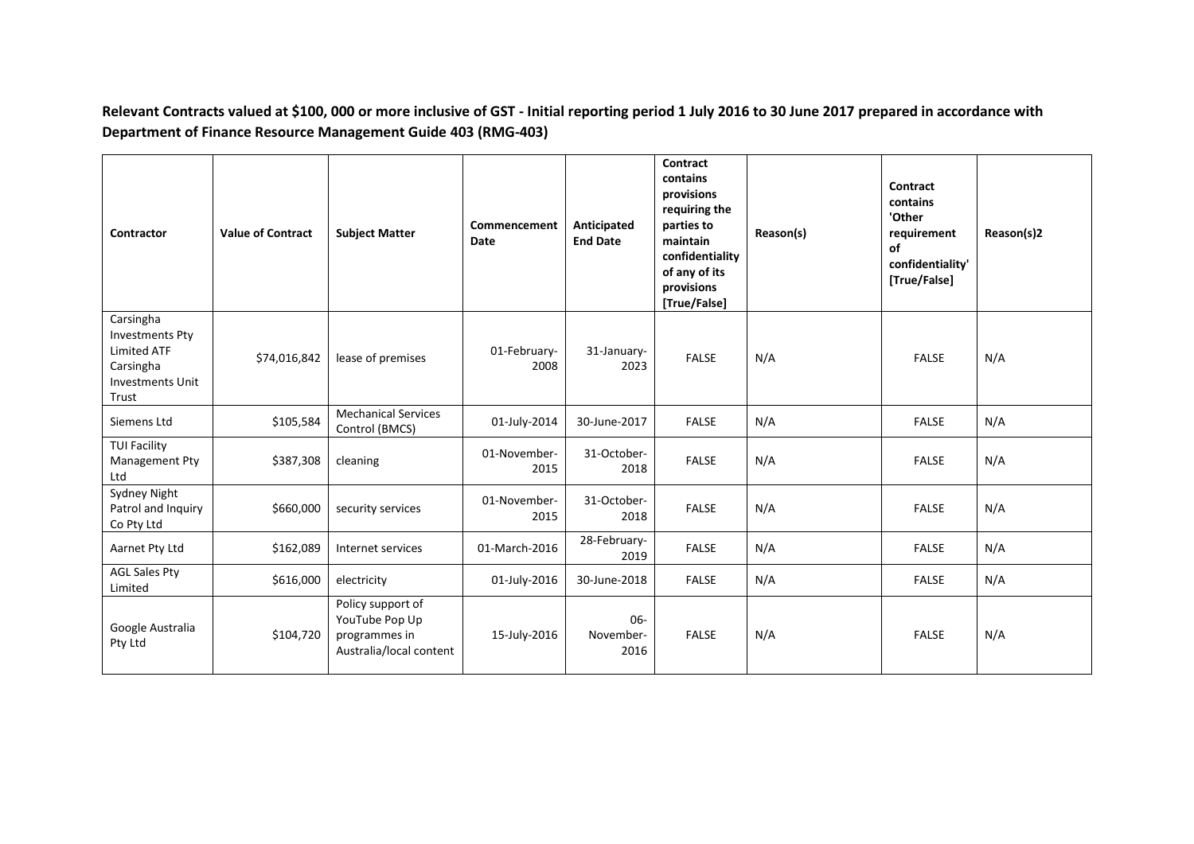**Relevant Contracts valued at $100, 000 or more inclusive of GST - Initial reporting period 1 July 2016 to 30 June 2017 prepared in accordance with Department of Finance Resource Management Guide 403 (RMG-403)**

| Contractor | Value of Contract | Subject Matter | Commencement Date | Anticipated End Date | Contract contains provisions requiring the parties to maintain confidentiality of any of its provisions [True/False] | Reason(s) | Contract contains 'Other requirement of confidentiality' [True/False] | Reason(s)2 |
|---|---|---|---|---|---|---|---|---|
| Carsingha Investments Pty Limited ATF Carsingha Investments Unit Trust | $74,016,842 | lease of premises | 01-February-2008 | 31-January-2023 | FALSE | N/A | FALSE | N/A |
| Siemens Ltd | $105,584 | Mechanical Services Control (BMCS) | 01-July-2014 | 30-June-2017 | FALSE | N/A | FALSE | N/A |
| TUI Facility Management Pty Ltd | $387,308 | cleaning | 01-November-2015 | 31-October-2018 | FALSE | N/A | FALSE | N/A |
| Sydney Night Patrol and Inquiry Co Pty Ltd | $660,000 | security services | 01-November-2015 | 31-October-2018 | FALSE | N/A | FALSE | N/A |
| Aarnet Pty Ltd | $162,089 | Internet services | 01-March-2016 | 28-February-2019 | FALSE | N/A | FALSE | N/A |
| AGL Sales Pty Limited | $616,000 | electricity | 01-July-2016 | 30-June-2018 | FALSE | N/A | FALSE | N/A |
| Google Australia Pty Ltd | $104,720 | Policy support of YouTube Pop Up programmes in Australia/local content | 15-July-2016 | 06-November-2016 | FALSE | N/A | FALSE | N/A |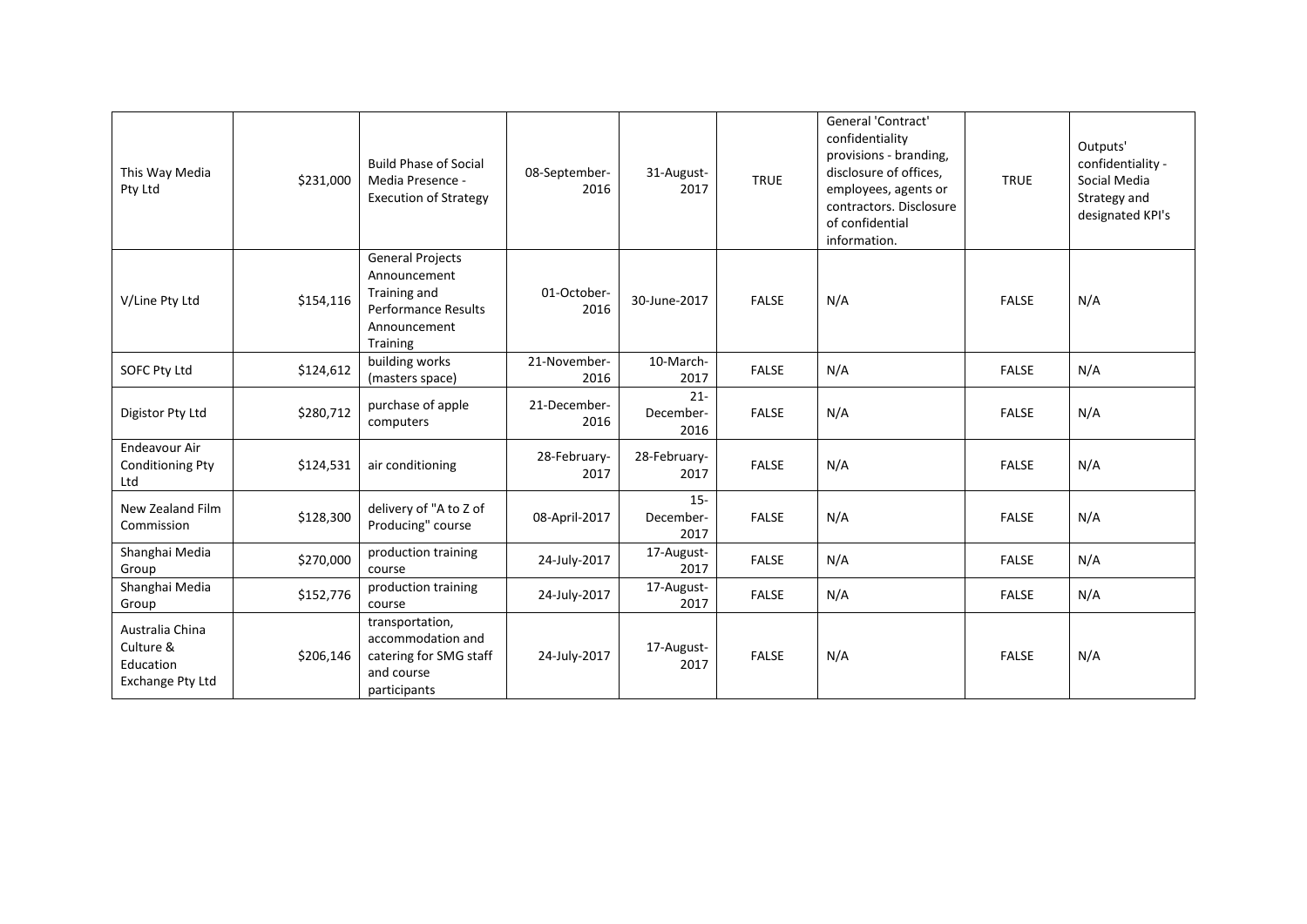| | | | | | | | | |
|---|---|---|---|---|---|---|---|---|
| This Way Media Pty Ltd | $231,000 | Build Phase of Social Media Presence - Execution of Strategy | 08-September-2016 | 31-August-2017 | TRUE | General 'Contract' confidentiality provisions - branding, disclosure of offices, employees, agents or contractors. Disclosure of confidential information. | TRUE | Outputs' confidentiality - Social Media Strategy and designated KPI's |
| V/Line Pty Ltd | $154,116 | General Projects Announcement Training and Performance Results Announcement Training | 01-October-2016 | 30-June-2017 | FALSE | N/A | FALSE | N/A |
| SOFC Pty Ltd | $124,612 | building works (masters space) | 21-November-2016 | 10-March-2017 | FALSE | N/A | FALSE | N/A |
| Digistor Pty Ltd | $280,712 | purchase of apple computers | 21-December-2016 | 21-December-2016 | FALSE | N/A | FALSE | N/A |
| Endeavour Air Conditioning Pty Ltd | $124,531 | air conditioning | 28-February-2017 | 28-February-2017 | FALSE | N/A | FALSE | N/A |
| New Zealand Film Commission | $128,300 | delivery of "A to Z of Producing" course | 08-April-2017 | 15-December-2017 | FALSE | N/A | FALSE | N/A |
| Shanghai Media Group | $270,000 | production training course | 24-July-2017 | 17-August-2017 | FALSE | N/A | FALSE | N/A |
| Shanghai Media Group | $152,776 | production training course | 24-July-2017 | 17-August-2017 | FALSE | N/A | FALSE | N/A |
| Australia China Culture & Education Exchange Pty Ltd | $206,146 | transportation, accommodation and catering for SMG staff and course participants | 24-July-2017 | 17-August-2017 | FALSE | N/A | FALSE | N/A |